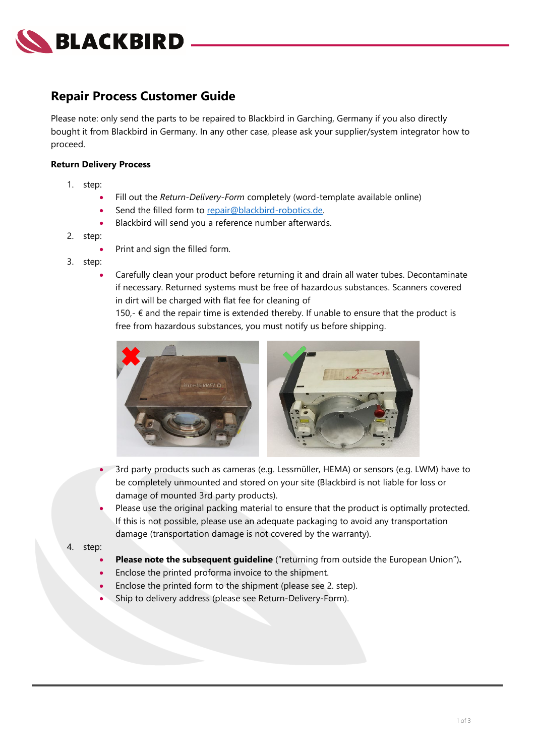## Repair Process Customer Guide

Please note: only send the parts to be repaired to Blackbird in Garching, Germany if you also directly bought it from Blackbird in Germany. In any other case, please ask your supplier/system integrator how to proceed.

**Return Delivery Process**

1. step:
   - Fill out the *Return-Delivery-Form* completely (word-template available online)
   - Send the filled form to repair@blackbird-robotics.de.
   - Blackbird will send you a reference number afterwards.
2. step:
   - Print and sign the filled form.
3. step:
   - Carefully clean your product before returning it and drain all water tubes. Decontaminate if necessary. Returned systems must be free of hazardous substances. Scanners covered in dirt will be charged with flat fee for cleaning of 150,- € and the repair time is extended thereby. If unable to ensure that the product is free from hazardous substances, you must notify us before shipping.
   - 3rd party products such as cameras (e.g. Lessmüller, HEMA) or sensors (e.g. LWM) have to be completely unmounted and stored on your site (Blackbird is not liable for loss or damage of mounted 3rd party products).
   - Please use the original packing material to ensure that the product is optimally protected. If this is not possible, please use an adequate packaging to avoid any transportation damage (transportation damage is not covered by the warranty).
4. step:
   - **Please note the subsequent guideline** ("returning from outside the European Union")**.**
   - Enclose the printed proforma invoice to the shipment.
   - Enclose the printed form to the shipment (please see 2. step).
   - Ship to delivery address (please see Return-Delivery-Form).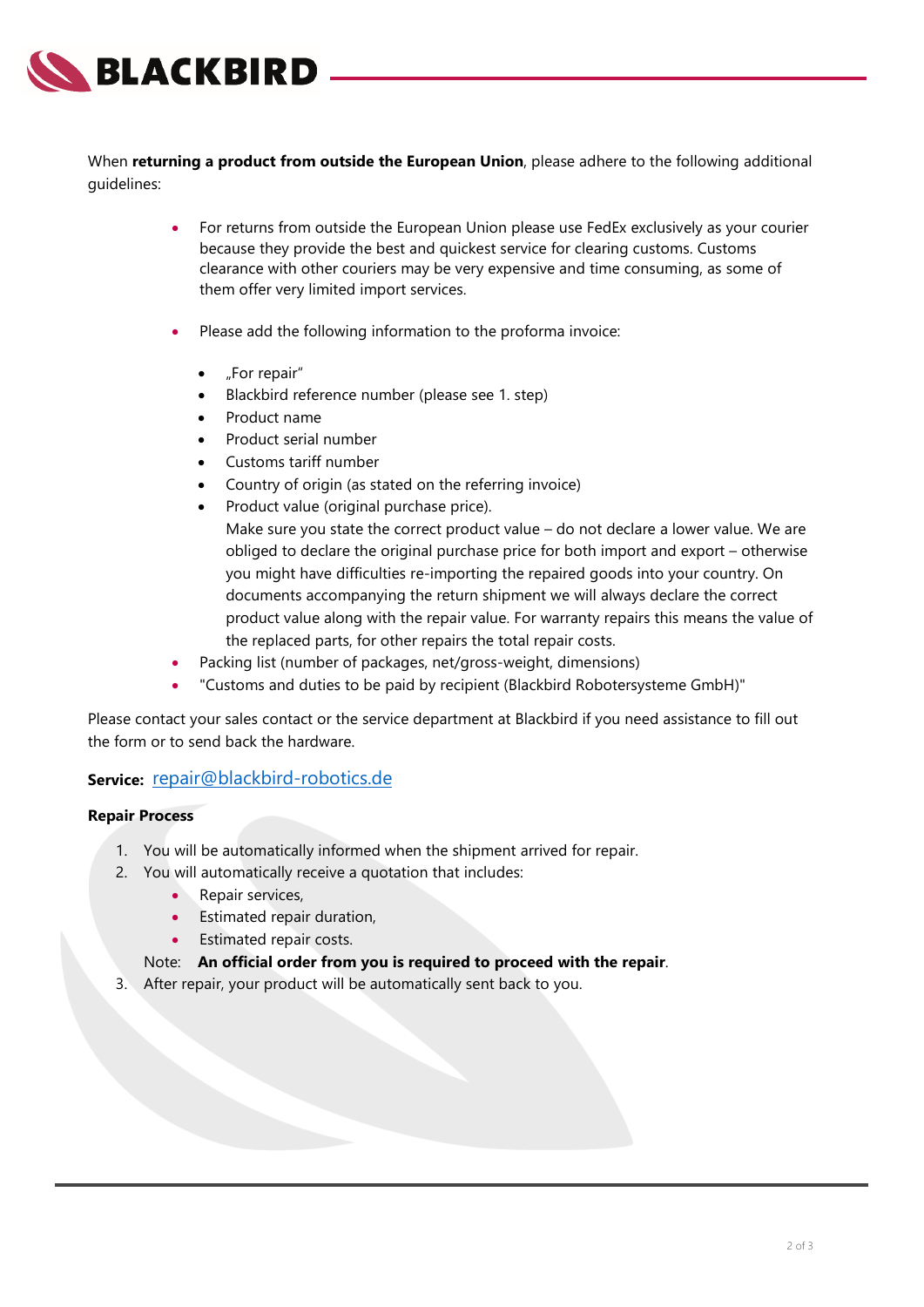When **returning a product from outside the European Union**, please adhere to the following additional guidelines:

- For returns from outside the European Union please use FedEx exclusively as your courier because they provide the best and quickest service for clearing customs. Customs clearance with other couriers may be very expensive and time consuming, as some of them offer very limited import services.

- Please add the following information to the proforma invoice:

  - „For repair"
  - Blackbird reference number (please see 1. step)
  - Product name
  - Product serial number
  - Customs tariff number
  - Country of origin (as stated on the referring invoice)
  - Product value (original purchase price).
    Make sure you state the correct product value – do not declare a lower value. We are obliged to declare the original purchase price for both import and export – otherwise you might have difficulties re-importing the repaired goods into your country. On documents accompanying the return shipment we will always declare the correct product value along with the repair value. For warranty repairs this means the value of the replaced parts, for other repairs the total repair costs.
- Packing list (number of packages, net/gross-weight, dimensions)
- "Customs and duties to be paid by recipient (Blackbird Robotersysteme GmbH)"

Please contact your sales contact or the service department at Blackbird if you need assistance to fill out the form or to send back the hardware.

**Service:** repair@blackbird-robotics.de

**Repair Process**

1. You will be automatically informed when the shipment arrived for repair.
2. You will automatically receive a quotation that includes:
   - Repair services,
   - Estimated repair duration,
   - Estimated repair costs.

   Note: **An official order from you is required to proceed with the repair**.
3. After repair, your product will be automatically sent back to you.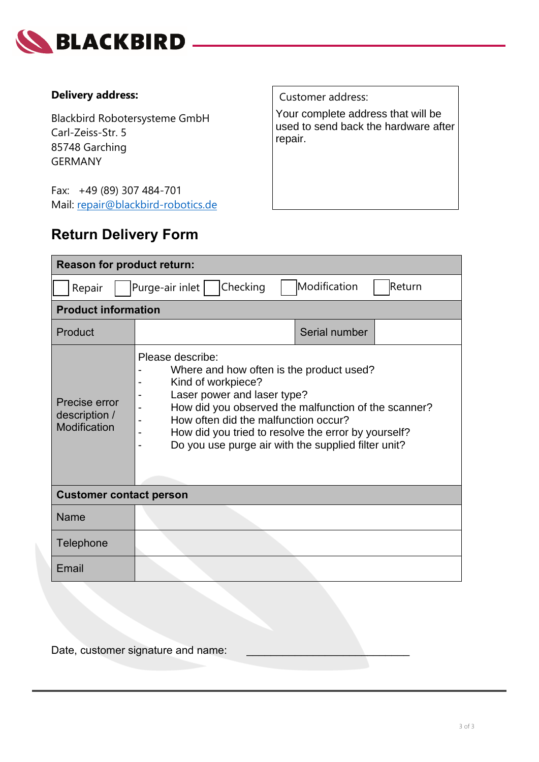**BLACKBIRD**

**Delivery address:**

Blackbird Robotersysteme GmbH
Carl-Zeiss-Str. 5
85748 Garching
GERMANY

Fax: +49 (89) 307 484-701
Mail: repair@blackbird-robotics.de

Customer address:

Your complete address that will be used to send back the hardware after repair.

## Return Delivery Form

| **Reason for product return:** | | | |
|---|---|---|---|
| ☐ Repair ☐ Purge-air inlet ☐ Checking ☐ Modification ☐ Return | | | |
| **Product information** | | | |
| Product | | Serial number | |
| Precise error description / Modification | Please describe:<br>- Where and how often is the product used?<br>- Kind of workpiece?<br>- Laser power and laser type?<br>- How did you observed the malfunction of the scanner?<br>- How often did the malfunction occur?<br>- How did you tried to resolve the error by yourself?<br>- Do you use purge air with the supplied filter unit? | | |
| **Customer contact person** | | | |
| Name | | | |
| Telephone | | | |
| Email | | | |

Date, customer signature and name: ______________________________